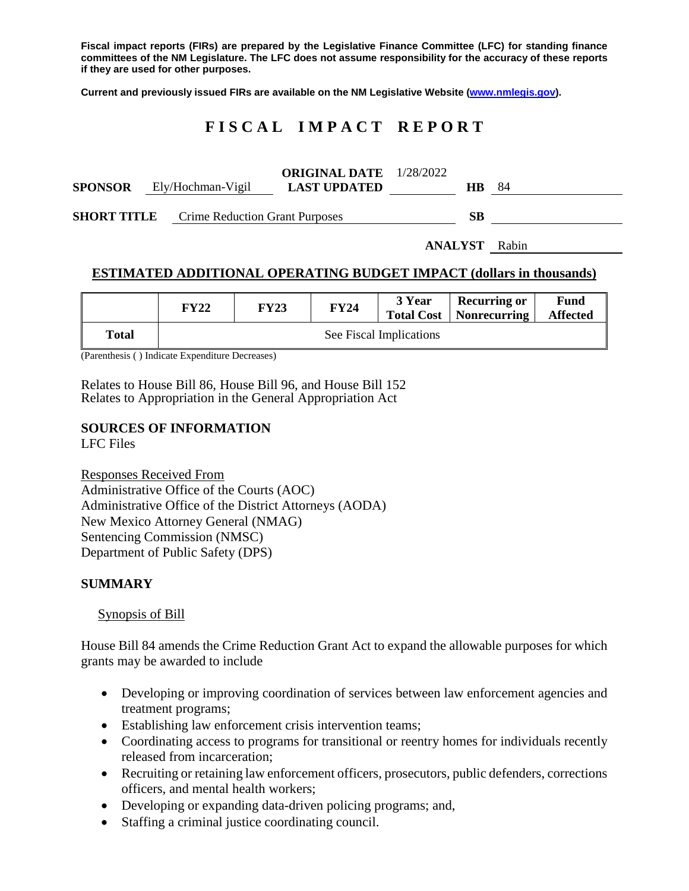**Fiscal impact reports (FIRs) are prepared by the Legislative Finance Committee (LFC) for standing finance committees of the NM Legislature. The LFC does not assume responsibility for the accuracy of these reports if they are used for other purposes.**

**Current and previously issued FIRs are available on the NM Legislative Website (www.nmlegis.gov).**

# FISCAL IMPACT REPORT

| | | | | | |
|---|---|---|---|---|---|
| **SPONSOR** | Ely/Hochman-Vigil | **ORIGINAL DATE** / **LAST UPDATED** | 1/28/2022 | **HB** | 84 |
| **SHORT TITLE** | Crime Reduction Grant Purposes | | | **SB** | |
| | | | **ANALYST** | Rabin | |

## ESTIMATED ADDITIONAL OPERATING BUDGET IMPACT (dollars in thousands)

| | FY22 | FY23 | FY24 | 3 Year Total Cost | Recurring or Nonrecurring | Fund Affected |
|---|---|---|---|---|---|---|
| **Total** | See Fiscal Implications | | | | | |

(Parenthesis ( ) Indicate Expenditure Decreases)

Relates to House Bill 86, House Bill 96, and House Bill 152
Relates to Appropriation in the General Appropriation Act

## SOURCES OF INFORMATION

LFC Files

Responses Received From
Administrative Office of the Courts (AOC)
Administrative Office of the District Attorneys (AODA)
New Mexico Attorney General (NMAG)
Sentencing Commission (NMSC)
Department of Public Safety (DPS)

## SUMMARY

### Synopsis of Bill

House Bill 84 amends the Crime Reduction Grant Act to expand the allowable purposes for which grants may be awarded to include

- Developing or improving coordination of services between law enforcement agencies and treatment programs;
- Establishing law enforcement crisis intervention teams;
- Coordinating access to programs for transitional or reentry homes for individuals recently released from incarceration;
- Recruiting or retaining law enforcement officers, prosecutors, public defenders, corrections officers, and mental health workers;
- Developing or expanding data-driven policing programs; and,
- Staffing a criminal justice coordinating council.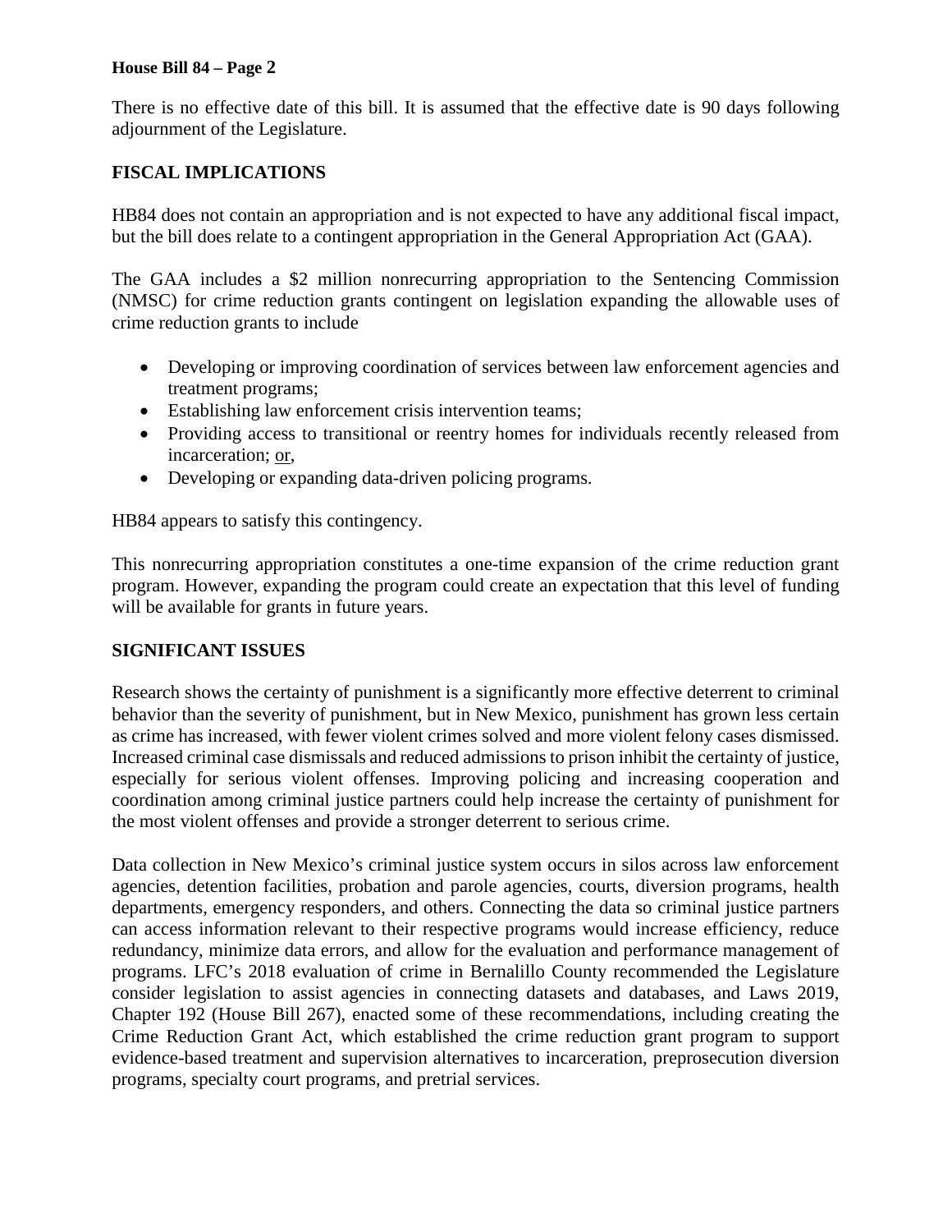There is no effective date of this bill. It is assumed that the effective date is 90 days following adjournment of the Legislature.

## FISCAL IMPLICATIONS

HB84 does not contain an appropriation and is not expected to have any additional fiscal impact, but the bill does relate to a contingent appropriation in the General Appropriation Act (GAA).

The GAA includes a $2 million nonrecurring appropriation to the Sentencing Commission (NMSC) for crime reduction grants contingent on legislation expanding the allowable uses of crime reduction grants to include

- Developing or improving coordination of services between law enforcement agencies and treatment programs;
- Establishing law enforcement crisis intervention teams;
- Providing access to transitional or reentry homes for individuals recently released from incarceration; <u>or</u>,
- Developing or expanding data-driven policing programs.

HB84 appears to satisfy this contingency.

This nonrecurring appropriation constitutes a one-time expansion of the crime reduction grant program. However, expanding the program could create an expectation that this level of funding will be available for grants in future years.

## SIGNIFICANT ISSUES

Research shows the certainty of punishment is a significantly more effective deterrent to criminal behavior than the severity of punishment, but in New Mexico, punishment has grown less certain as crime has increased, with fewer violent crimes solved and more violent felony cases dismissed. Increased criminal case dismissals and reduced admissions to prison inhibit the certainty of justice, especially for serious violent offenses. Improving policing and increasing cooperation and coordination among criminal justice partners could help increase the certainty of punishment for the most violent offenses and provide a stronger deterrent to serious crime.

Data collection in New Mexico's criminal justice system occurs in silos across law enforcement agencies, detention facilities, probation and parole agencies, courts, diversion programs, health departments, emergency responders, and others. Connecting the data so criminal justice partners can access information relevant to their respective programs would increase efficiency, reduce redundancy, minimize data errors, and allow for the evaluation and performance management of programs. LFC's 2018 evaluation of crime in Bernalillo County recommended the Legislature consider legislation to assist agencies in connecting datasets and databases, and Laws 2019, Chapter 192 (House Bill 267), enacted some of these recommendations, including creating the Crime Reduction Grant Act, which established the crime reduction grant program to support evidence-based treatment and supervision alternatives to incarceration, preprosecution diversion programs, specialty court programs, and pretrial services.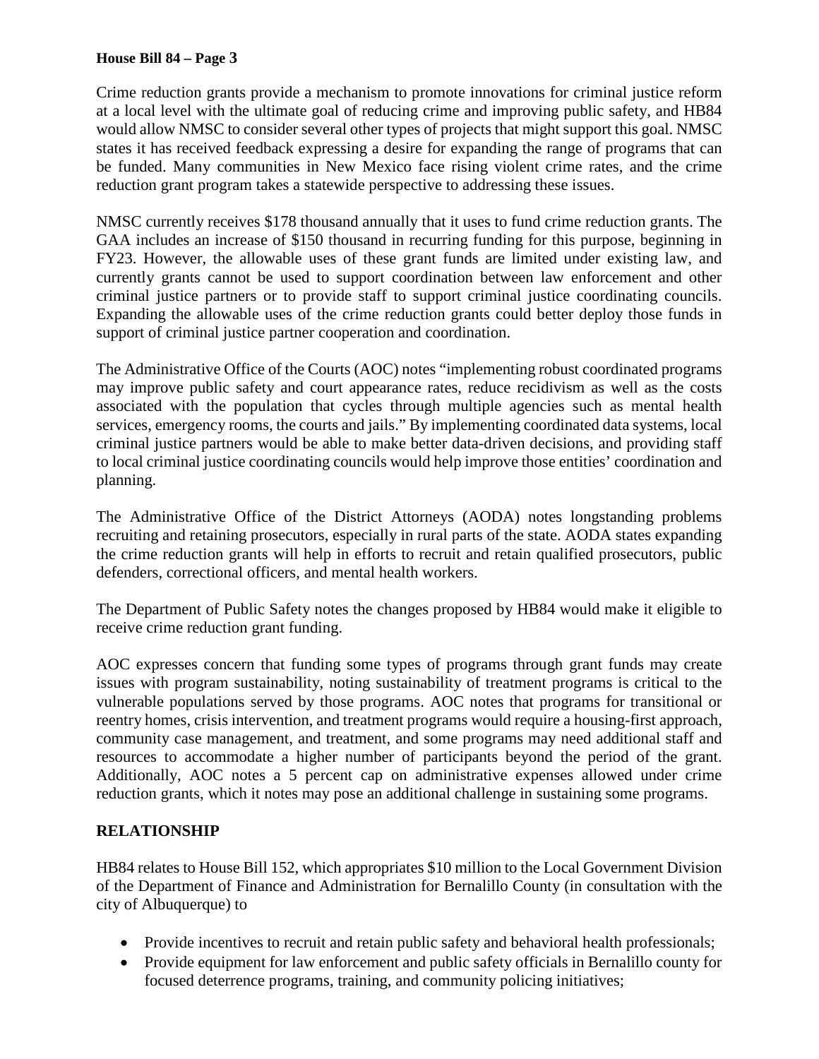Crime reduction grants provide a mechanism to promote innovations for criminal justice reform at a local level with the ultimate goal of reducing crime and improving public safety, and HB84 would allow NMSC to consider several other types of projects that might support this goal. NMSC states it has received feedback expressing a desire for expanding the range of programs that can be funded. Many communities in New Mexico face rising violent crime rates, and the crime reduction grant program takes a statewide perspective to addressing these issues.

NMSC currently receives $178 thousand annually that it uses to fund crime reduction grants. The GAA includes an increase of $150 thousand in recurring funding for this purpose, beginning in FY23. However, the allowable uses of these grant funds are limited under existing law, and currently grants cannot be used to support coordination between law enforcement and other criminal justice partners or to provide staff to support criminal justice coordinating councils. Expanding the allowable uses of the crime reduction grants could better deploy those funds in support of criminal justice partner cooperation and coordination.

The Administrative Office of the Courts (AOC) notes "implementing robust coordinated programs may improve public safety and court appearance rates, reduce recidivism as well as the costs associated with the population that cycles through multiple agencies such as mental health services, emergency rooms, the courts and jails." By implementing coordinated data systems, local criminal justice partners would be able to make better data-driven decisions, and providing staff to local criminal justice coordinating councils would help improve those entities' coordination and planning.

The Administrative Office of the District Attorneys (AODA) notes longstanding problems recruiting and retaining prosecutors, especially in rural parts of the state. AODA states expanding the crime reduction grants will help in efforts to recruit and retain qualified prosecutors, public defenders, correctional officers, and mental health workers.

The Department of Public Safety notes the changes proposed by HB84 would make it eligible to receive crime reduction grant funding.

AOC expresses concern that funding some types of programs through grant funds may create issues with program sustainability, noting sustainability of treatment programs is critical to the vulnerable populations served by those programs. AOC notes that programs for transitional or reentry homes, crisis intervention, and treatment programs would require a housing-first approach, community case management, and treatment, and some programs may need additional staff and resources to accommodate a higher number of participants beyond the period of the grant. Additionally, AOC notes a 5 percent cap on administrative expenses allowed under crime reduction grants, which it notes may pose an additional challenge in sustaining some programs.

## RELATIONSHIP

HB84 relates to House Bill 152, which appropriates $10 million to the Local Government Division of the Department of Finance and Administration for Bernalillo County (in consultation with the city of Albuquerque) to

- Provide incentives to recruit and retain public safety and behavioral health professionals;
- Provide equipment for law enforcement and public safety officials in Bernalillo county for focused deterrence programs, training, and community policing initiatives;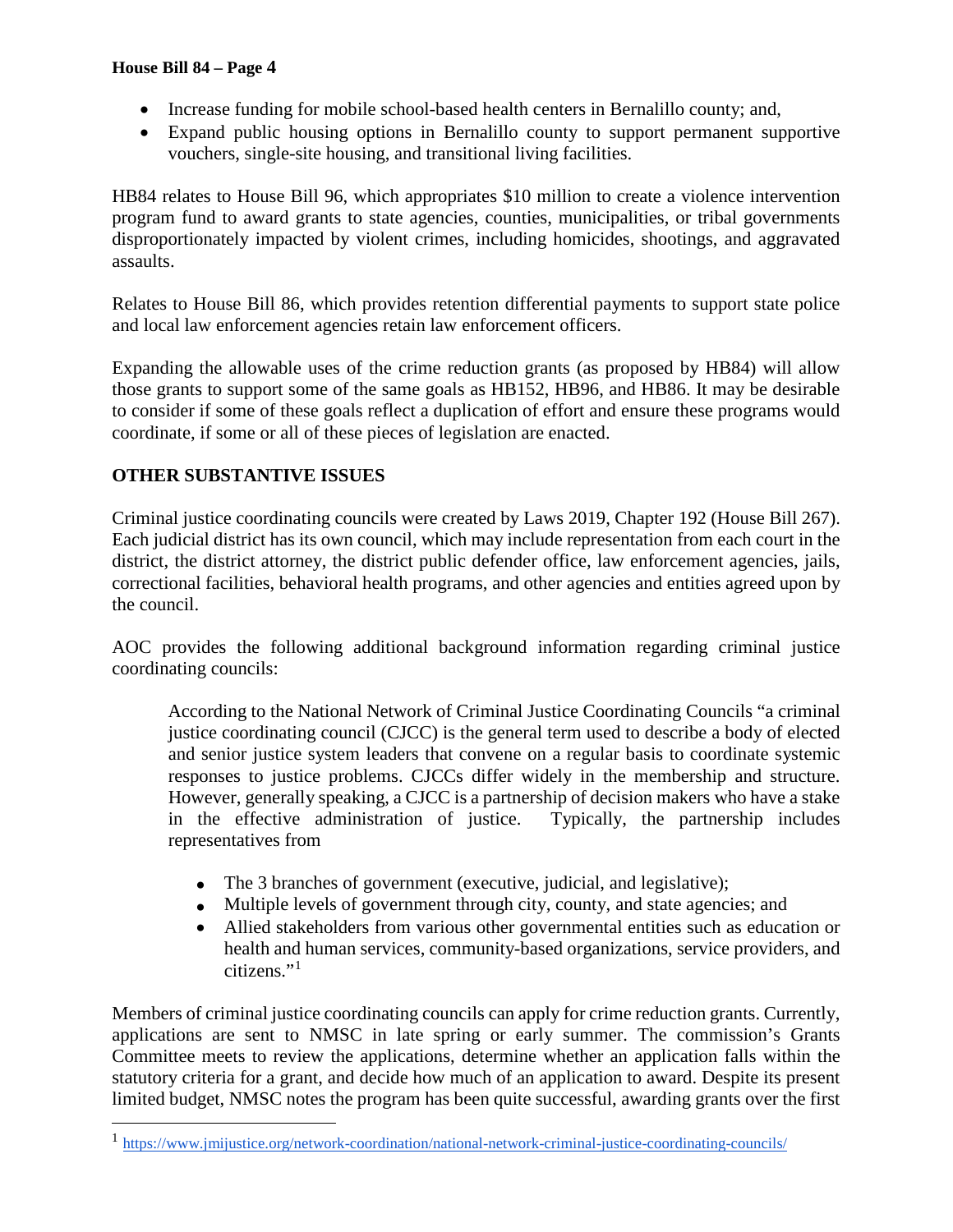- Increase funding for mobile school-based health centers in Bernalillo county; and,
- Expand public housing options in Bernalillo county to support permanent supportive vouchers, single-site housing, and transitional living facilities.

HB84 relates to House Bill 96, which appropriates $10 million to create a violence intervention program fund to award grants to state agencies, counties, municipalities, or tribal governments disproportionately impacted by violent crimes, including homicides, shootings, and aggravated assaults.

Relates to House Bill 86, which provides retention differential payments to support state police and local law enforcement agencies retain law enforcement officers.

Expanding the allowable uses of the crime reduction grants (as proposed by HB84) will allow those grants to support some of the same goals as HB152, HB96, and HB86. It may be desirable to consider if some of these goals reflect a duplication of effort and ensure these programs would coordinate, if some or all of these pieces of legislation are enacted.

**OTHER SUBSTANTIVE ISSUES**

Criminal justice coordinating councils were created by Laws 2019, Chapter 192 (House Bill 267). Each judicial district has its own council, which may include representation from each court in the district, the district attorney, the district public defender office, law enforcement agencies, jails, correctional facilities, behavioral health programs, and other agencies and entities agreed upon by the council.

AOC provides the following additional background information regarding criminal justice coordinating councils:

> According to the National Network of Criminal Justice Coordinating Councils "a criminal justice coordinating council (CJCC) is the general term used to describe a body of elected and senior justice system leaders that convene on a regular basis to coordinate systemic responses to justice problems. CJCCs differ widely in the membership and structure. However, generally speaking, a CJCC is a partnership of decision makers who have a stake in the effective administration of justice. Typically, the partnership includes representatives from
>
> - The 3 branches of government (executive, judicial, and legislative);
> - Multiple levels of government through city, county, and state agencies; and
> - Allied stakeholders from various other governmental entities such as education or health and human services, community-based organizations, service providers, and citizens."[1]

Members of criminal justice coordinating councils can apply for crime reduction grants. Currently, applications are sent to NMSC in late spring or early summer. The commission's Grants Committee meets to review the applications, determine whether an application falls within the statutory criteria for a grant, and decide how much of an application to award. Despite its present limited budget, NMSC notes the program has been quite successful, awarding grants over the first

[1] https://www.jmijustice.org/network-coordination/national-network-criminal-justice-coordinating-councils/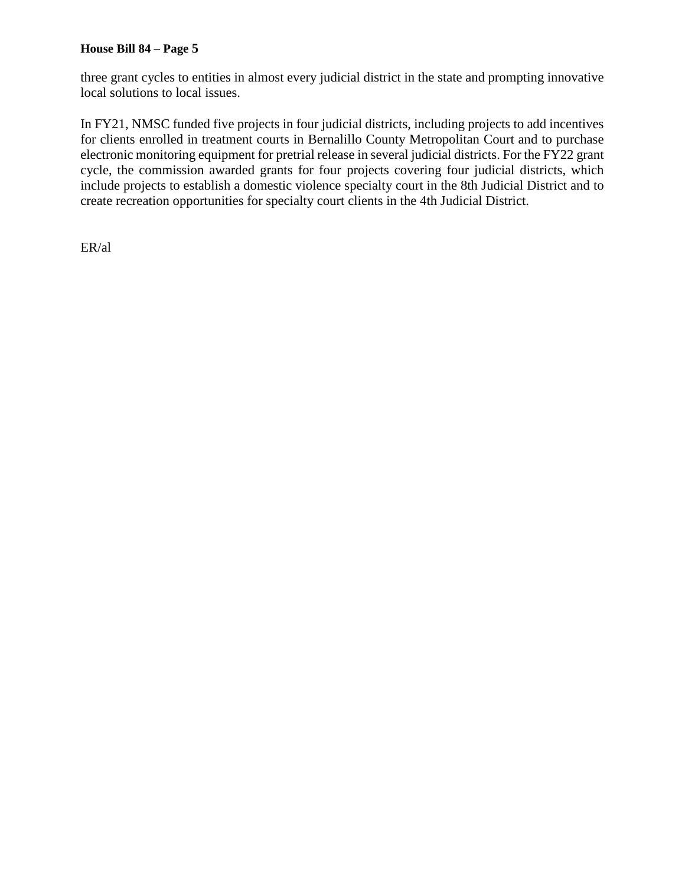three grant cycles to entities in almost every judicial district in the state and prompting innovative local solutions to local issues.

In FY21, NMSC funded five projects in four judicial districts, including projects to add incentives for clients enrolled in treatment courts in Bernalillo County Metropolitan Court and to purchase electronic monitoring equipment for pretrial release in several judicial districts. For the FY22 grant cycle, the commission awarded grants for four projects covering four judicial districts, which include projects to establish a domestic violence specialty court in the 8th Judicial District and to create recreation opportunities for specialty court clients in the 4th Judicial District.

ER/al